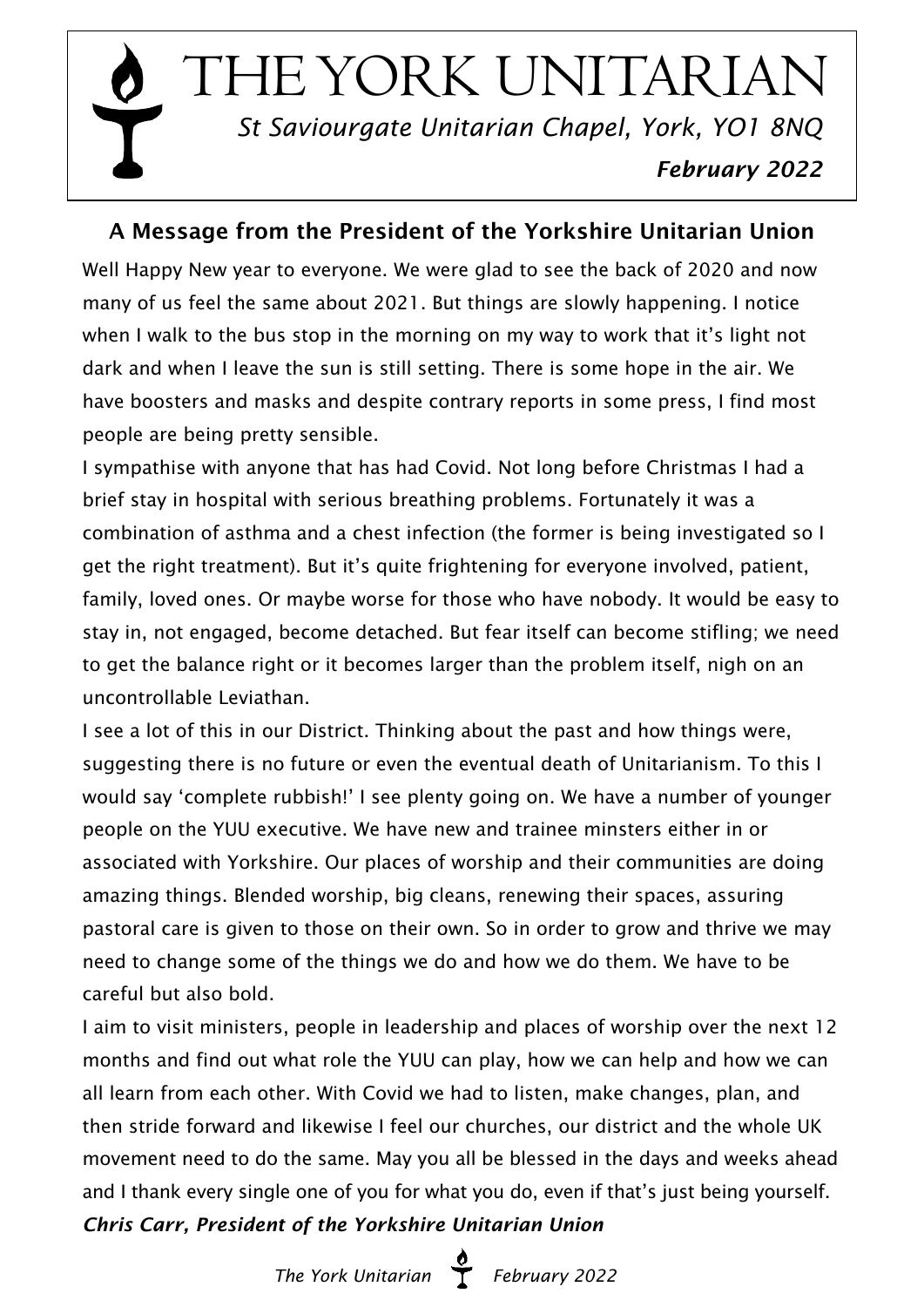# THE YORK UNITARIAN

*St Saviourgate Unitarian Chapel, York, YO1 8NQ*

***February 2022***

## A Message from the President of the Yorkshire Unitarian Union

Well Happy New year to everyone. We were glad to see the back of 2020 and now many of us feel the same about 2021. But things are slowly happening. I notice when I walk to the bus stop in the morning on my way to work that it's light not dark and when I leave the sun is still setting. There is some hope in the air. We have boosters and masks and despite contrary reports in some press, I find most people are being pretty sensible.

I sympathise with anyone that has had Covid. Not long before Christmas I had a brief stay in hospital with serious breathing problems. Fortunately it was a combination of asthma and a chest infection (the former is being investigated so I get the right treatment). But it's quite frightening for everyone involved, patient, family, loved ones. Or maybe worse for those who have nobody. It would be easy to stay in, not engaged, become detached. But fear itself can become stifling; we need to get the balance right or it becomes larger than the problem itself, nigh on an uncontrollable Leviathan.

I see a lot of this in our District. Thinking about the past and how things were, suggesting there is no future or even the eventual death of Unitarianism. To this I would say 'complete rubbish!' I see plenty going on. We have a number of younger people on the YUU executive. We have new and trainee minsters either in or associated with Yorkshire. Our places of worship and their communities are doing amazing things. Blended worship, big cleans, renewing their spaces, assuring pastoral care is given to those on their own. So in order to grow and thrive we may need to change some of the things we do and how we do them. We have to be careful but also bold.

I aim to visit ministers, people in leadership and places of worship over the next 12 months and find out what role the YUU can play, how we can help and how we can all learn from each other. With Covid we had to listen, make changes, plan, and then stride forward and likewise I feel our churches, our district and the whole UK movement need to do the same. May you all be blessed in the days and weeks ahead and I thank every single one of you for what you do, even if that's just being yourself.

***Chris Carr, President of the Yorkshire Unitarian Union***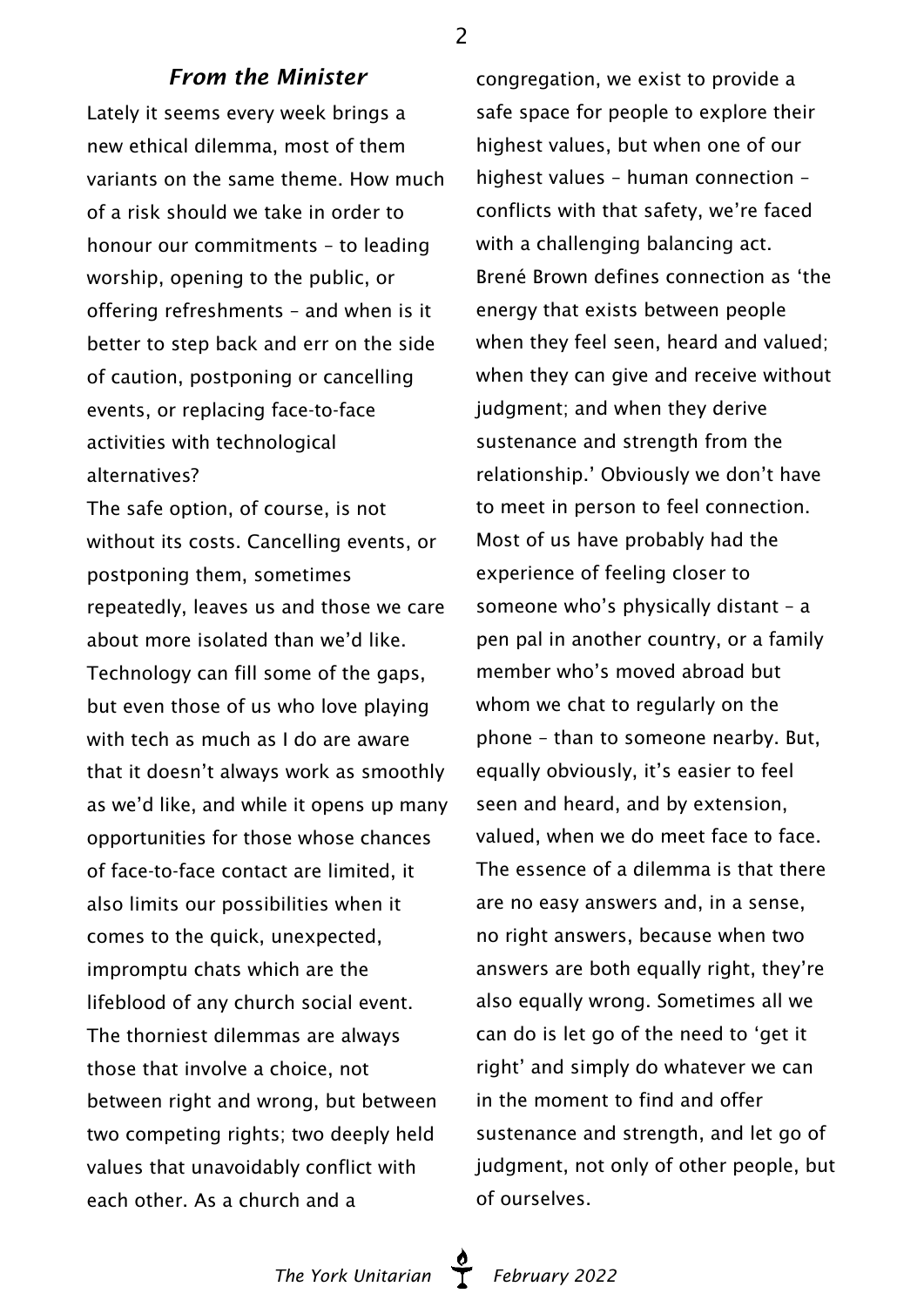### *From the Minister*

Lately it seems every week brings a new ethical dilemma, most of them variants on the same theme. How much of a risk should we take in order to honour our commitments – to leading worship, opening to the public, or offering refreshments – and when is it better to step back and err on the side of caution, postponing or cancelling events, or replacing face-to-face activities with technological alternatives?

The safe option, of course, is not without its costs. Cancelling events, or postponing them, sometimes repeatedly, leaves us and those we care about more isolated than we'd like. Technology can fill some of the gaps, but even those of us who love playing with tech as much as I do are aware that it doesn't always work as smoothly as we'd like, and while it opens up many opportunities for those whose chances of face-to-face contact are limited, it also limits our possibilities when it comes to the quick, unexpected, impromptu chats which are the lifeblood of any church social event.

The thorniest dilemmas are always those that involve a choice, not between right and wrong, but between two competing rights; two deeply held values that unavoidably conflict with each other. As a church and a congregation, we exist to provide a safe space for people to explore their highest values, but when one of our highest values – human connection – conflicts with that safety, we're faced with a challenging balancing act.

Brené Brown defines connection as 'the energy that exists between people when they feel seen, heard and valued; when they can give and receive without judgment; and when they derive sustenance and strength from the relationship.' Obviously we don't have to meet in person to feel connection. Most of us have probably had the experience of feeling closer to someone who's physically distant – a pen pal in another country, or a family member who's moved abroad but whom we chat to regularly on the phone – than to someone nearby. But, equally obviously, it's easier to feel seen and heard, and by extension, valued, when we do meet face to face.

The essence of a dilemma is that there are no easy answers and, in a sense, no right answers, because when two answers are both equally right, they're also equally wrong. Sometimes all we can do is let go of the need to 'get it right' and simply do whatever we can in the moment to find and offer sustenance and strength, and let go of judgment, not only of other people, but of ourselves.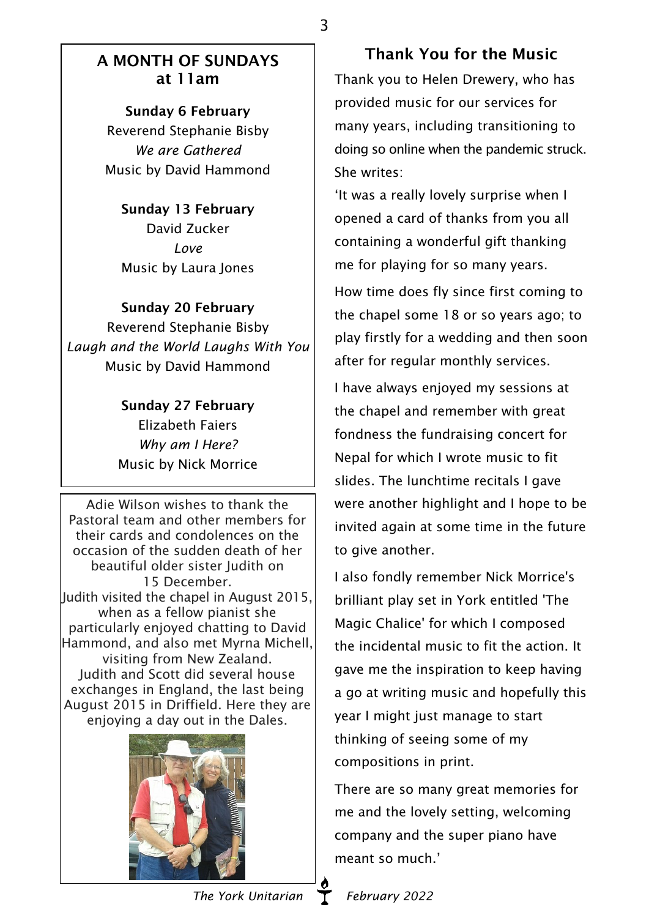## A MONTH OF SUNDAYS at 11am

**Sunday 6 February**
Reverend Stephanie Bisby
*We are Gathered*
Music by David Hammond

**Sunday 13 February**
David Zucker
*Love*
Music by Laura Jones

**Sunday 20 February**
Reverend Stephanie Bisby
*Laugh and the World Laughs With You*
Music by David Hammond

**Sunday 27 February**
Elizabeth Faiers
*Why am I Here?*
Music by Nick Morrice

Adie Wilson wishes to thank the Pastoral team and other members for their cards and condolences on the occasion of the sudden death of her beautiful older sister Judith on 15 December.
Judith visited the chapel in August 2015, when as a fellow pianist she particularly enjoyed chatting to David Hammond, and also met Myrna Michell, visiting from New Zealand.
Judith and Scott did several house exchanges in England, the last being August 2015 in Driffield. Here they are enjoying a day out in the Dales.

## Thank You for the Music

Thank you to Helen Drewery, who has provided music for our services for many years, including transitioning to doing so online when the pandemic struck. She writes:

'It was a really lovely surprise when I opened a card of thanks from you all containing a wonderful gift thanking me for playing for so many years.

How time does fly since first coming to the chapel some 18 or so years ago; to play firstly for a wedding and then soon after for regular monthly services.

I have always enjoyed my sessions at the chapel and remember with great fondness the fundraising concert for Nepal for which I wrote music to fit slides. The lunchtime recitals I gave were another highlight and I hope to be invited again at some time in the future to give another.

I also fondly remember Nick Morrice's brilliant play set in York entitled 'The Magic Chalice' for which I composed the incidental music to fit the action. It gave me the inspiration to keep having a go at writing music and hopefully this year I might just manage to start thinking of seeing some of my compositions in print.

There are so many great memories for me and the lovely setting, welcoming company and the super piano have meant so much.'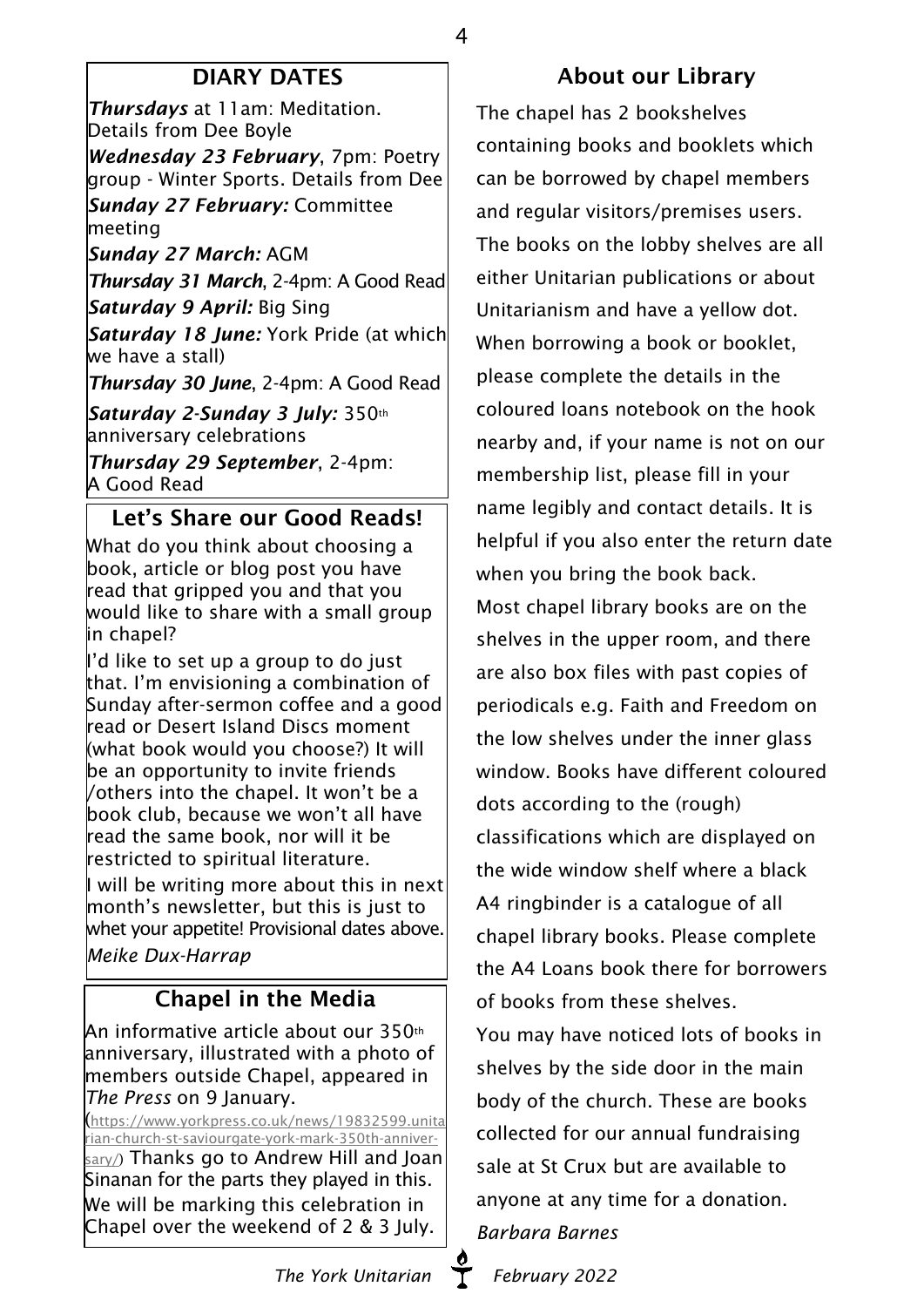## DIARY DATES

***Thursdays*** at 11am: Meditation. Details from Dee Boyle

***Wednesday 23 February***, 7pm: Poetry group - Winter Sports. Details from Dee

***Sunday 27 February:*** Committee meeting

***Sunday 27 March:*** AGM

***Thursday 31 March***, 2-4pm: A Good Read

***Saturday 9 April:*** Big Sing

***Saturday 18 June:*** York Pride (at which we have a stall)

***Thursday 30 June***, 2-4pm: A Good Read

***Saturday 2-Sunday 3 July:*** 350th anniversary celebrations

***Thursday 29 September***, 2-4pm: A Good Read

## Let's Share our Good Reads!

What do you think about choosing a book, article or blog post you have read that gripped you and that you would like to share with a small group in chapel?

I'd like to set up a group to do just that. I'm envisioning a combination of Sunday after-sermon coffee and a good read or Desert Island Discs moment (what book would you choose?) It will be an opportunity to invite friends /others into the chapel. It won't be a book club, because we won't all have read the same book, nor will it be restricted to spiritual literature.

I will be writing more about this in next month's newsletter, but this is just to whet your appetite! Provisional dates above.

*Meike Dux-Harrap*

## Chapel in the Media

An informative article about our 350th anniversary, illustrated with a photo of members outside Chapel, appeared in *The Press* on 9 January. (https://www.yorkpress.co.uk/news/19832599.unitarian-church-st-saviourgate-york-mark-350th-anniversary/) Thanks go to Andrew Hill and Joan Sinanan for the parts they played in this. We will be marking this celebration in Chapel over the weekend of 2 & 3 July.

## About our Library

The chapel has 2 bookshelves containing books and booklets which can be borrowed by chapel members and regular visitors/premises users. The books on the lobby shelves are all either Unitarian publications or about Unitarianism and have a yellow dot. When borrowing a book or booklet, please complete the details in the coloured loans notebook on the hook nearby and, if your name is not on our membership list, please fill in your name legibly and contact details. It is helpful if you also enter the return date when you bring the book back.

Most chapel library books are on the shelves in the upper room, and there are also box files with past copies of periodicals e.g. Faith and Freedom on the low shelves under the inner glass window. Books have different coloured dots according to the (rough) classifications which are displayed on the wide window shelf where a black A4 ringbinder is a catalogue of all chapel library books. Please complete the A4 Loans book there for borrowers of books from these shelves.

You may have noticed lots of books in shelves by the side door in the main body of the church. These are books collected for our annual fundraising sale at St Crux but are available to anyone at any time for a donation.

*Barbara Barnes*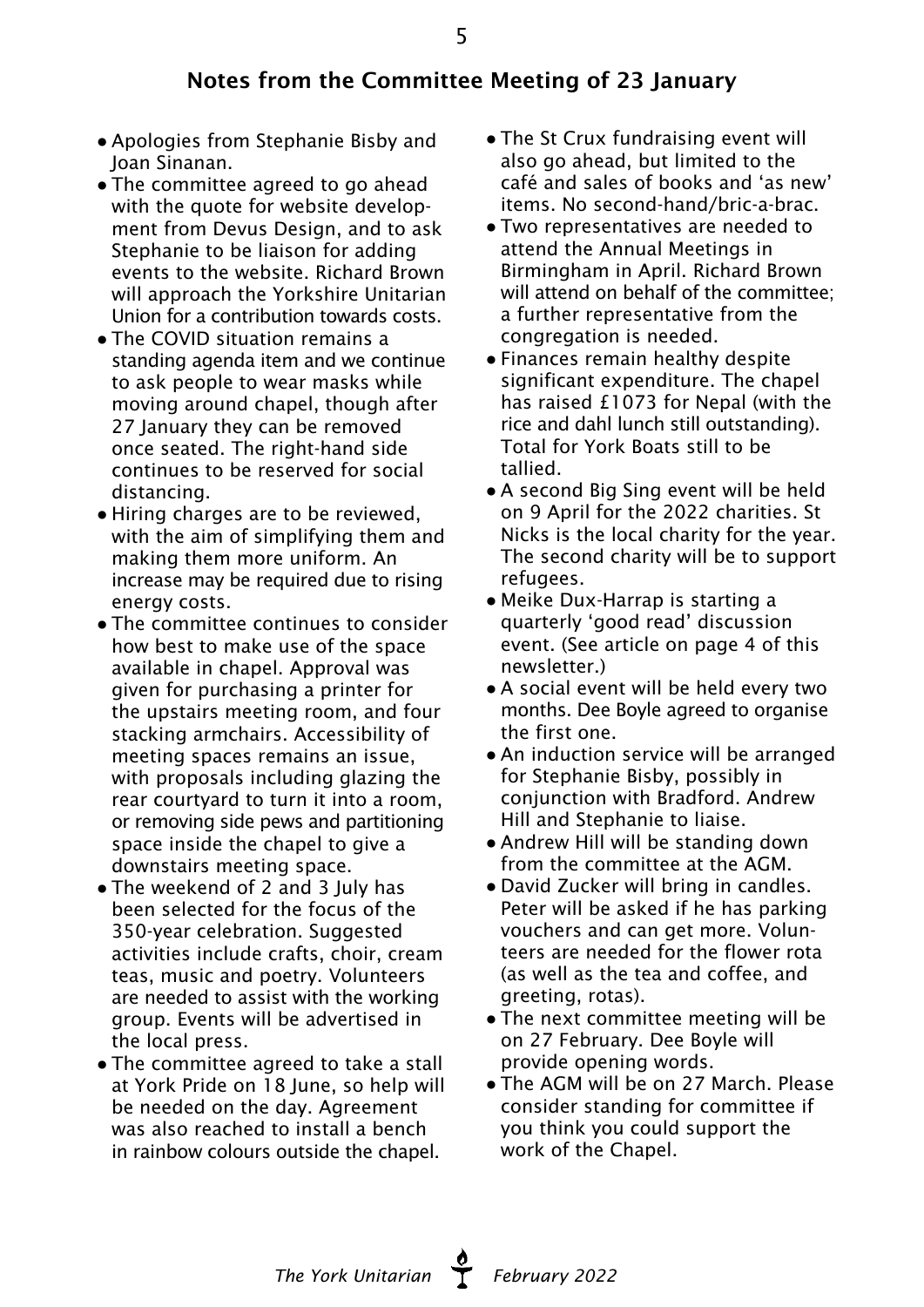## Notes from the Committee Meeting of 23 January

- Apologies from Stephanie Bisby and Joan Sinanan.
- The committee agreed to go ahead with the quote for website development from Devus Design, and to ask Stephanie to be liaison for adding events to the website. Richard Brown will approach the Yorkshire Unitarian Union for a contribution towards costs.
- The COVID situation remains a standing agenda item and we continue to ask people to wear masks while moving around chapel, though after 27 January they can be removed once seated. The right-hand side continues to be reserved for social distancing.
- Hiring charges are to be reviewed, with the aim of simplifying them and making them more uniform. An increase may be required due to rising energy costs.
- The committee continues to consider how best to make use of the space available in chapel. Approval was given for purchasing a printer for the upstairs meeting room, and four stacking armchairs. Accessibility of meeting spaces remains an issue, with proposals including glazing the rear courtyard to turn it into a room, or removing side pews and partitioning space inside the chapel to give a downstairs meeting space.
- The weekend of 2 and 3 July has been selected for the focus of the 350-year celebration. Suggested activities include crafts, choir, cream teas, music and poetry. Volunteers are needed to assist with the working group. Events will be advertised in the local press.
- The committee agreed to take a stall at York Pride on 18 June, so help will be needed on the day. Agreement was also reached to install a bench in rainbow colours outside the chapel.
- The St Crux fundraising event will also go ahead, but limited to the café and sales of books and 'as new' items. No second-hand/bric-a-brac.
- Two representatives are needed to attend the Annual Meetings in Birmingham in April. Richard Brown will attend on behalf of the committee; a further representative from the congregation is needed.
- Finances remain healthy despite significant expenditure. The chapel has raised £1073 for Nepal (with the rice and dahl lunch still outstanding). Total for York Boats still to be tallied.
- A second Big Sing event will be held on 9 April for the 2022 charities. St Nicks is the local charity for the year. The second charity will be to support refugees.
- Meike Dux-Harrap is starting a quarterly 'good read' discussion event. (See article on page 4 of this newsletter.)
- A social event will be held every two months. Dee Boyle agreed to organise the first one.
- An induction service will be arranged for Stephanie Bisby, possibly in conjunction with Bradford. Andrew Hill and Stephanie to liaise.
- Andrew Hill will be standing down from the committee at the AGM.
- David Zucker will bring in candles. Peter will be asked if he has parking vouchers and can get more. Volunteers are needed for the flower rota (as well as the tea and coffee, and greeting, rotas).
- The next committee meeting will be on 27 February. Dee Boyle will provide opening words.
- The AGM will be on 27 March. Please consider standing for committee if you think you could support the work of the Chapel.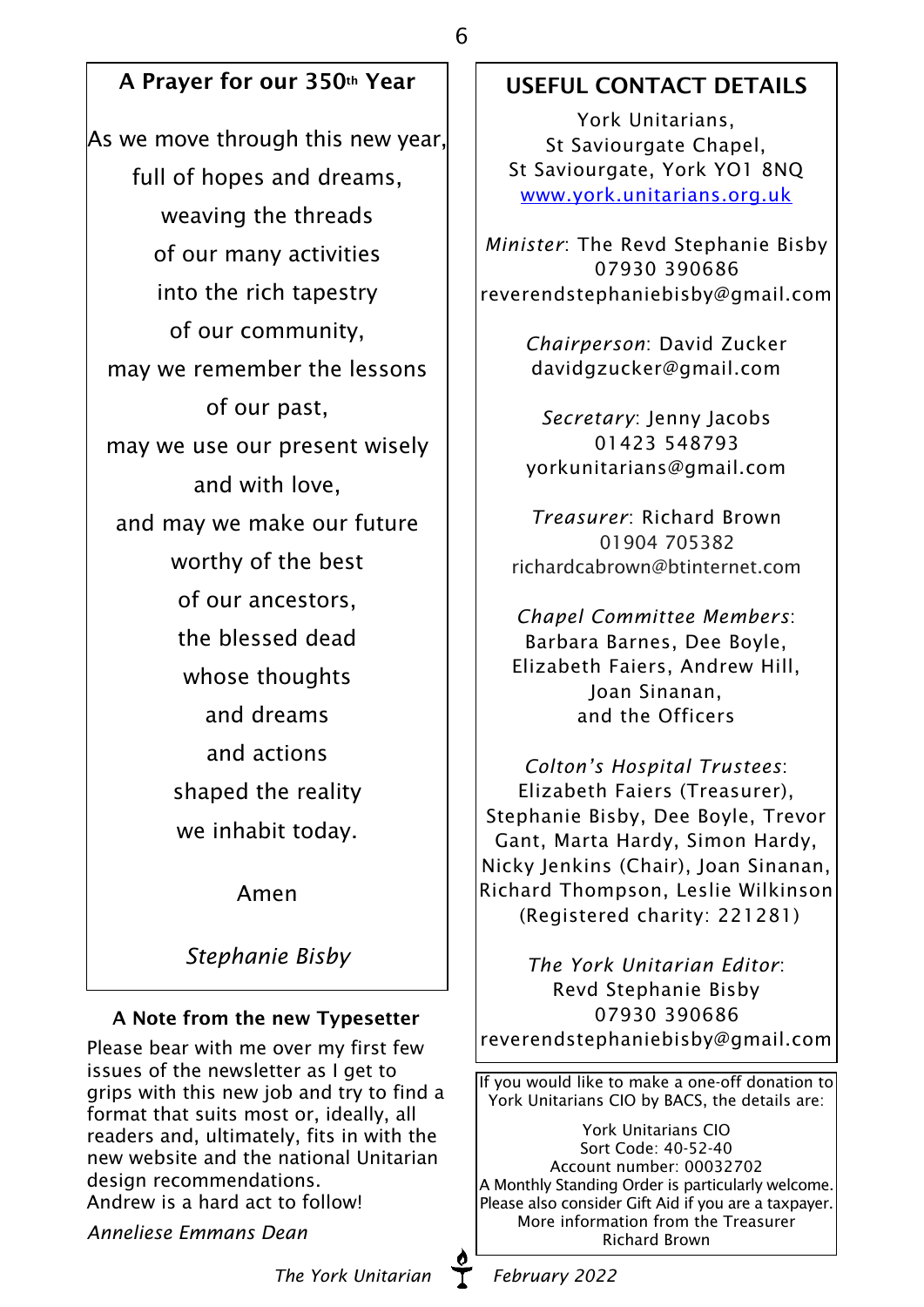## A Prayer for our 350th Year

As we move through this new year,
full of hopes and dreams,
weaving the threads
of our many activities
into the rich tapestry
of our community,
may we remember the lessons
of our past,
may we use our present wisely
and with love,
and may we make our future
worthy of the best
of our ancestors,
the blessed dead
whose thoughts
and dreams
and actions
shaped the reality
we inhabit today.

Amen

*Stephanie Bisby*

### A Note from the new Typesetter

Please bear with me over my first few issues of the newsletter as I get to grips with this new job and try to find a format that suits most or, ideally, all readers and, ultimately, fits in with the new website and the national Unitarian design recommendations.
Andrew is a hard act to follow!

*Anneliese Emmans Dean*

## USEFUL CONTACT DETAILS

York Unitarians,
St Saviourgate Chapel,
St Saviourgate, York YO1 8NQ
www.york.unitarians.org.uk

*Minister*: The Revd Stephanie Bisby
07930 390686
reverendstephaniebisby@gmail.com

*Chairperson*: David Zucker
davidgzucker@gmail.com

*Secretary*: Jenny Jacobs
01423 548793
yorkunitarians@gmail.com

*Treasurer*: Richard Brown
01904 705382
richardcabrown@btinternet.com

*Chapel Committee Members*:
Barbara Barnes, Dee Boyle,
Elizabeth Faiers, Andrew Hill,
Joan Sinanan,
and the Officers

*Colton's Hospital Trustees*:
Elizabeth Faiers (Treasurer),
Stephanie Bisby, Dee Boyle, Trevor Gant, Marta Hardy, Simon Hardy,
Nicky Jenkins (Chair), Joan Sinanan,
Richard Thompson, Leslie Wilkinson
(Registered charity: 221281)

*The York Unitarian Editor*:
Revd Stephanie Bisby
07930 390686
reverendstephaniebisby@gmail.com

If you would like to make a one-off donation to York Unitarians CIO by BACS, the details are:

York Unitarians CIO
Sort Code: 40-52-40
Account number: 00032702
A Monthly Standing Order is particularly welcome.
Please also consider Gift Aid if you are a taxpayer.
More information from the Treasurer
Richard Brown